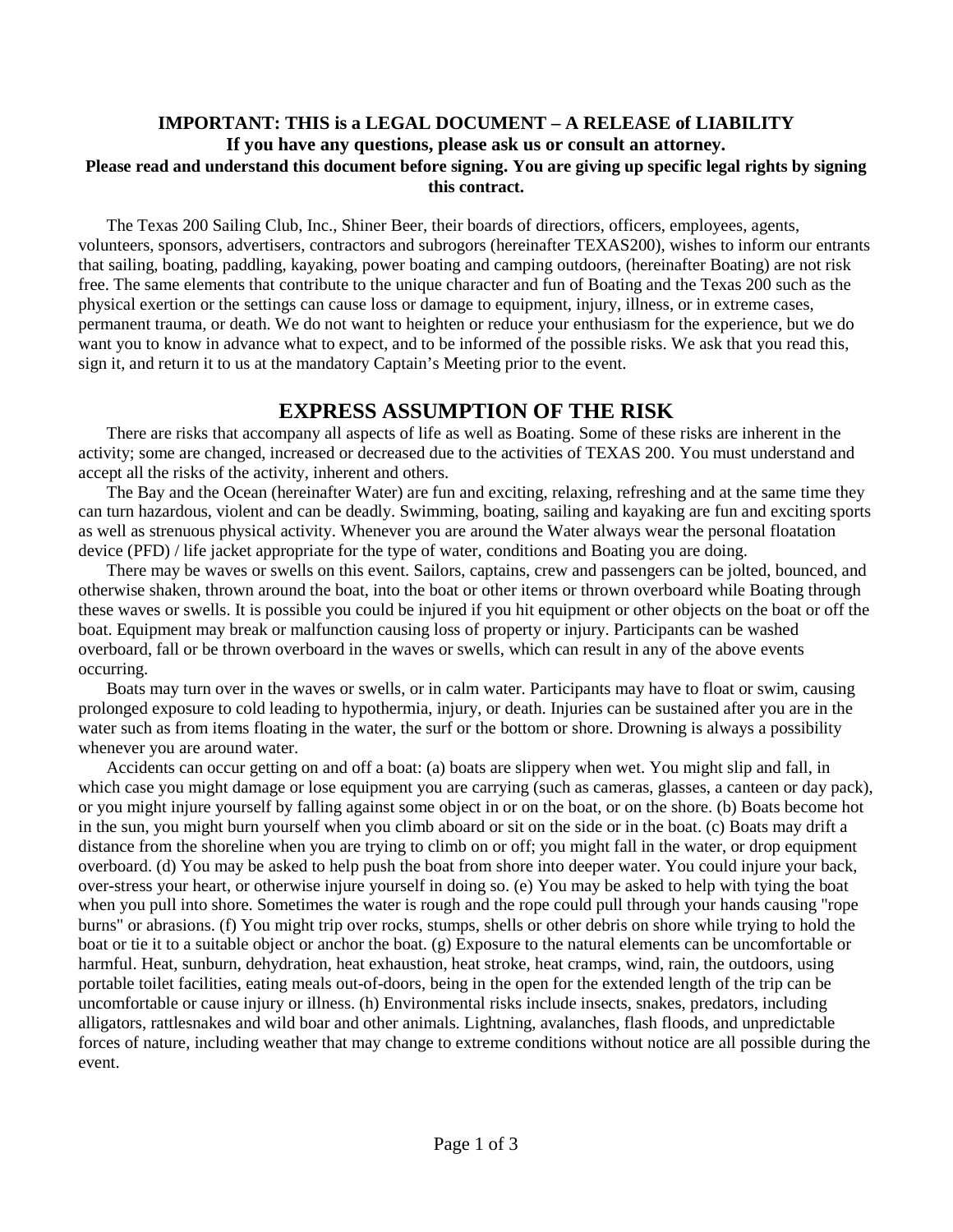**IMPORTANT: THIS is a LEGAL DOCUMENT – A RELEASE of LIABILITY**
**If you have any questions, please ask us or consult an attorney.**
**Please read and understand this document before signing. You are giving up specific legal rights by signing this contract.**

The Texas 200 Sailing Club, Inc., Shiner Beer, their boards of directiors, officers, employees, agents, volunteers, sponsors, advertisers, contractors and subrogors (hereinafter TEXAS200), wishes to inform our entrants that sailing, boating, paddling, kayaking, power boating and camping outdoors, (hereinafter Boating) are not risk free. The same elements that contribute to the unique character and fun of Boating and the Texas 200 such as the physical exertion or the settings can cause loss or damage to equipment, injury, illness, or in extreme cases, permanent trauma, or death. We do not want to heighten or reduce your enthusiasm for the experience, but we do want you to know in advance what to expect, and to be informed of the possible risks. We ask that you read this, sign it, and return it to us at the mandatory Captain's Meeting prior to the event.

## EXPRESS ASSUMPTION OF THE RISK

There are risks that accompany all aspects of life as well as Boating. Some of these risks are inherent in the activity; some are changed, increased or decreased due to the activities of TEXAS 200. You must understand and accept all the risks of the activity, inherent and others.

The Bay and the Ocean (hereinafter Water) are fun and exciting, relaxing, refreshing and at the same time they can turn hazardous, violent and can be deadly. Swimming, boating, sailing and kayaking are fun and exciting sports as well as strenuous physical activity. Whenever you are around the Water always wear the personal floatation device (PFD) / life jacket appropriate for the type of water, conditions and Boating you are doing.

There may be waves or swells on this event. Sailors, captains, crew and passengers can be jolted, bounced, and otherwise shaken, thrown around the boat, into the boat or other items or thrown overboard while Boating through these waves or swells. It is possible you could be injured if you hit equipment or other objects on the boat or off the boat. Equipment may break or malfunction causing loss of property or injury. Participants can be washed overboard, fall or be thrown overboard in the waves or swells, which can result in any of the above events occurring.

Boats may turn over in the waves or swells, or in calm water. Participants may have to float or swim, causing prolonged exposure to cold leading to hypothermia, injury, or death. Injuries can be sustained after you are in the water such as from items floating in the water, the surf or the bottom or shore. Drowning is always a possibility whenever you are around water.

Accidents can occur getting on and off a boat: (a) boats are slippery when wet. You might slip and fall, in which case you might damage or lose equipment you are carrying (such as cameras, glasses, a canteen or day pack), or you might injure yourself by falling against some object in or on the boat, or on the shore. (b) Boats become hot in the sun, you might burn yourself when you climb aboard or sit on the side or in the boat. (c) Boats may drift a distance from the shoreline when you are trying to climb on or off; you might fall in the water, or drop equipment overboard. (d) You may be asked to help push the boat from shore into deeper water. You could injure your back, over-stress your heart, or otherwise injure yourself in doing so. (e) You may be asked to help with tying the boat when you pull into shore. Sometimes the water is rough and the rope could pull through your hands causing "rope burns" or abrasions. (f) You might trip over rocks, stumps, shells or other debris on shore while trying to hold the boat or tie it to a suitable object or anchor the boat. (g) Exposure to the natural elements can be uncomfortable or harmful. Heat, sunburn, dehydration, heat exhaustion, heat stroke, heat cramps, wind, rain, the outdoors, using portable toilet facilities, eating meals out-of-doors, being in the open for the extended length of the trip can be uncomfortable or cause injury or illness. (h) Environmental risks include insects, snakes, predators, including alligators, rattlesnakes and wild boar and other animals. Lightning, avalanches, flash floods, and unpredictable forces of nature, including weather that may change to extreme conditions without notice are all possible during the event.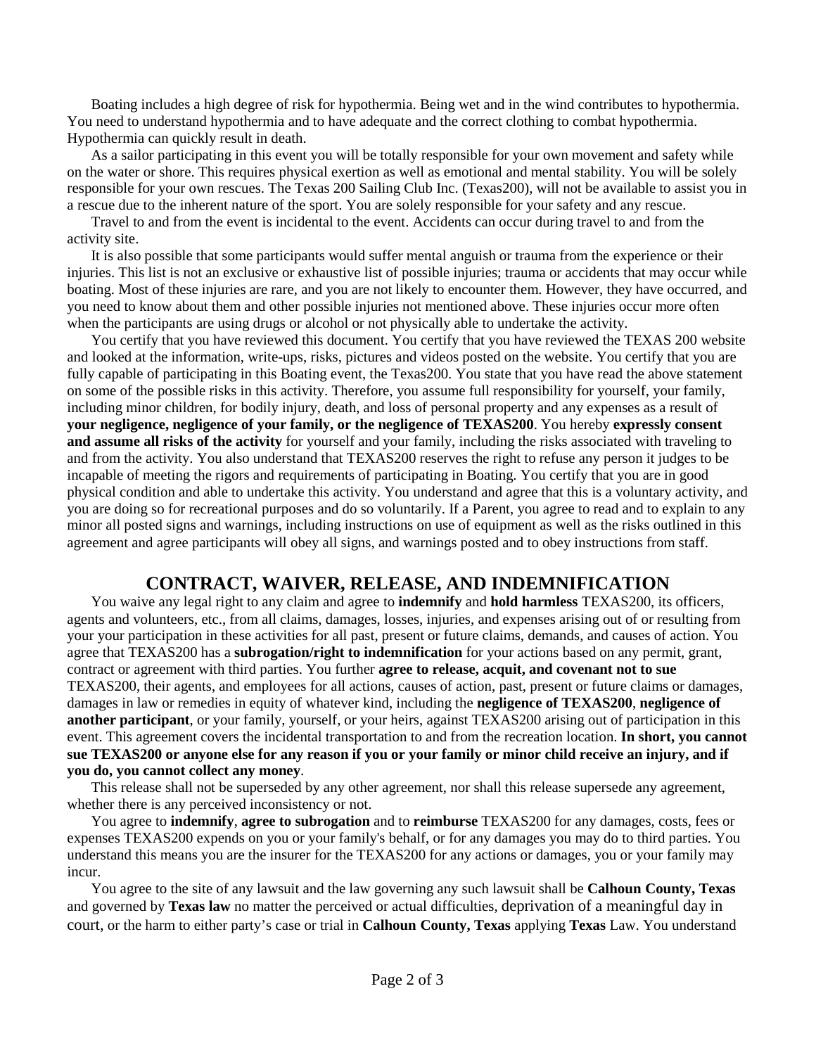Boating includes a high degree of risk for hypothermia. Being wet and in the wind contributes to hypothermia. You need to understand hypothermia and to have adequate and the correct clothing to combat hypothermia. Hypothermia can quickly result in death.

As a sailor participating in this event you will be totally responsible for your own movement and safety while on the water or shore. This requires physical exertion as well as emotional and mental stability. You will be solely responsible for your own rescues. The Texas 200 Sailing Club Inc. (Texas200), will not be available to assist you in a rescue due to the inherent nature of the sport. You are solely responsible for your safety and any rescue.

Travel to and from the event is incidental to the event. Accidents can occur during travel to and from the activity site.

It is also possible that some participants would suffer mental anguish or trauma from the experience or their injuries. This list is not an exclusive or exhaustive list of possible injuries; trauma or accidents that may occur while boating. Most of these injuries are rare, and you are not likely to encounter them. However, they have occurred, and you need to know about them and other possible injuries not mentioned above. These injuries occur more often when the participants are using drugs or alcohol or not physically able to undertake the activity.

You certify that you have reviewed this document. You certify that you have reviewed the TEXAS 200 website and looked at the information, write-ups, risks, pictures and videos posted on the website. You certify that you are fully capable of participating in this Boating event, the Texas200. You state that you have read the above statement on some of the possible risks in this activity. Therefore, you assume full responsibility for yourself, your family, including minor children, for bodily injury, death, and loss of personal property and any expenses as a result of **your negligence, negligence of your family, or the negligence of TEXAS200**. You hereby **expressly consent and assume all risks of the activity** for yourself and your family, including the risks associated with traveling to and from the activity. You also understand that TEXAS200 reserves the right to refuse any person it judges to be incapable of meeting the rigors and requirements of participating in Boating. You certify that you are in good physical condition and able to undertake this activity. You understand and agree that this is a voluntary activity, and you are doing so for recreational purposes and do so voluntarily. If a Parent, you agree to read and to explain to any minor all posted signs and warnings, including instructions on use of equipment as well as the risks outlined in this agreement and agree participants will obey all signs, and warnings posted and to obey instructions from staff.

## CONTRACT, WAIVER, RELEASE, AND INDEMNIFICATION

You waive any legal right to any claim and agree to **indemnify** and **hold harmless** TEXAS200, its officers, agents and volunteers, etc., from all claims, damages, losses, injuries, and expenses arising out of or resulting from your your participation in these activities for all past, present or future claims, demands, and causes of action. You agree that TEXAS200 has a **subrogation/right to indemnification** for your actions based on any permit, grant, contract or agreement with third parties. You further **agree to release, acquit, and covenant not to sue** TEXAS200, their agents, and employees for all actions, causes of action, past, present or future claims or damages, damages in law or remedies in equity of whatever kind, including the **negligence of TEXAS200**, **negligence of another participant**, or your family, yourself, or your heirs, against TEXAS200 arising out of participation in this event. This agreement covers the incidental transportation to and from the recreation location. **In short, you cannot sue TEXAS200 or anyone else for any reason if you or your family or minor child receive an injury, and if you do, you cannot collect any money**.

This release shall not be superseded by any other agreement, nor shall this release supersede any agreement, whether there is any perceived inconsistency or not.

You agree to **indemnify**, **agree to subrogation** and to **reimburse** TEXAS200 for any damages, costs, fees or expenses TEXAS200 expends on you or your family's behalf, or for any damages you may do to third parties. You understand this means you are the insurer for the TEXAS200 for any actions or damages, you or your family may incur.

You agree to the site of any lawsuit and the law governing any such lawsuit shall be **Calhoun County, Texas** and governed by **Texas law** no matter the perceived or actual difficulties, deprivation of a meaningful day in court, or the harm to either party's case or trial in **Calhoun County, Texas** applying **Texas** Law. You understand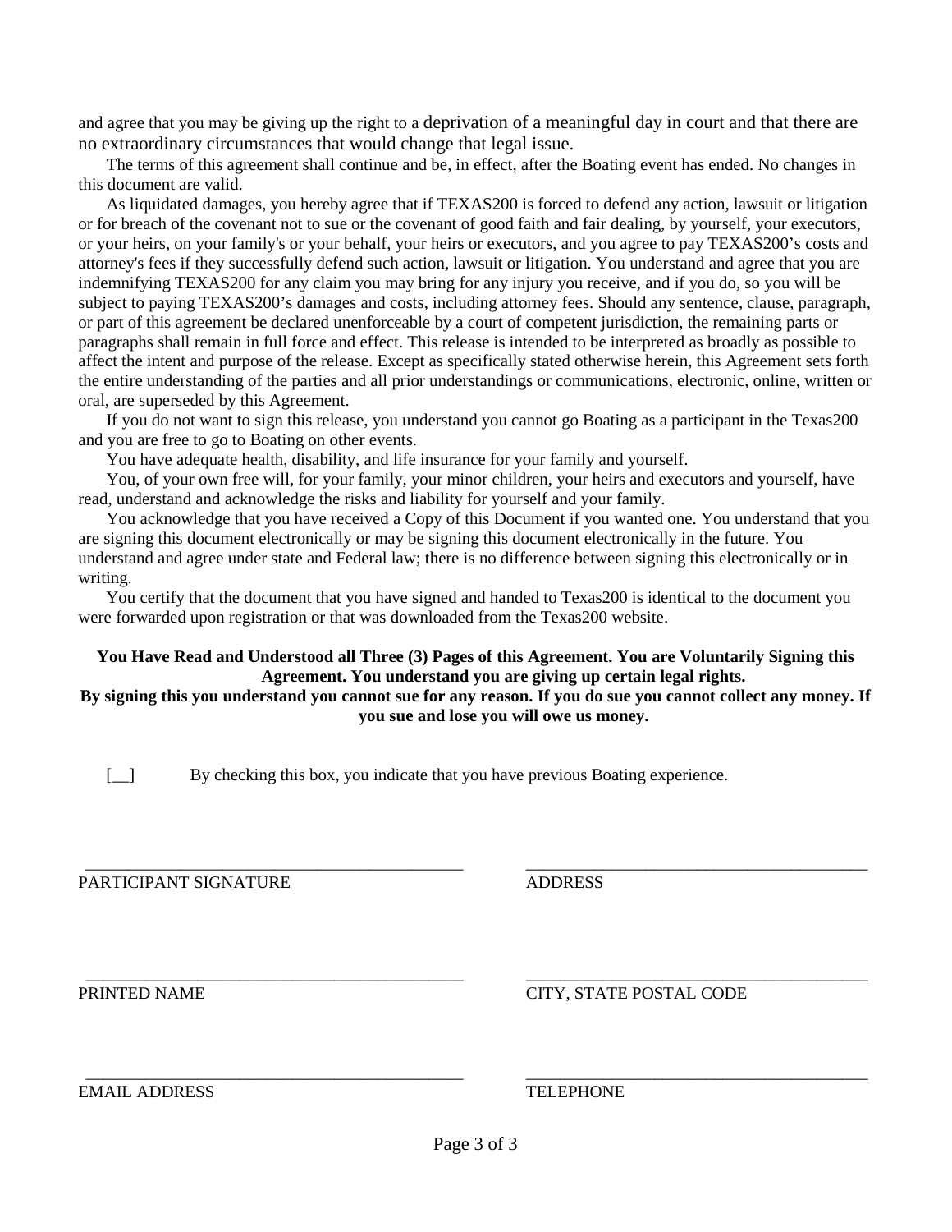and agree that you may be giving up the right to a deprivation of a meaningful day in court and that there are no extraordinary circumstances that would change that legal issue.

The terms of this agreement shall continue and be, in effect, after the Boating event has ended. No changes in this document are valid.

As liquidated damages, you hereby agree that if TEXAS200 is forced to defend any action, lawsuit or litigation or for breach of the covenant not to sue or the covenant of good faith and fair dealing, by yourself, your executors, or your heirs, on your family's or your behalf, your heirs or executors, and you agree to pay TEXAS200's costs and attorney's fees if they successfully defend such action, lawsuit or litigation. You understand and agree that you are indemnifying TEXAS200 for any claim you may bring for any injury you receive, and if you do, so you will be subject to paying TEXAS200's damages and costs, including attorney fees. Should any sentence, clause, paragraph, or part of this agreement be declared unenforceable by a court of competent jurisdiction, the remaining parts or paragraphs shall remain in full force and effect. This release is intended to be interpreted as broadly as possible to affect the intent and purpose of the release. Except as specifically stated otherwise herein, this Agreement sets forth the entire understanding of the parties and all prior understandings or communications, electronic, online, written or oral, are superseded by this Agreement.

If you do not want to sign this release, you understand you cannot go Boating as a participant in the Texas200 and you are free to go to Boating on other events.

You have adequate health, disability, and life insurance for your family and yourself.

You, of your own free will, for your family, your minor children, your heirs and executors and yourself, have read, understand and acknowledge the risks and liability for yourself and your family.

You acknowledge that you have received a Copy of this Document if you wanted one. You understand that you are signing this document electronically or may be signing this document electronically in the future. You understand and agree under state and Federal law; there is no difference between signing this electronically or in writing.

You certify that the document that you have signed and handed to Texas200 is identical to the document you were forwarded upon registration or that was downloaded from the Texas200 website.

**You Have Read and Understood all Three (3) Pages of this Agreement. You are Voluntarily Signing this Agreement. You understand you are giving up certain legal rights.**

**By signing this you understand you cannot sue for any reason. If you do sue you cannot collect any money. If you sue and lose you will owe us money.**

[__] By checking this box, you indicate that you have previous Boating experience.

| | |
|---|---|
| _____________________________ | _____________________________ |
| PARTICIPANT SIGNATURE | ADDRESS |
| _____________________________ | _____________________________ |
| PRINTED NAME | CITY, STATE POSTAL CODE |
| _____________________________ | _____________________________ |
| EMAIL ADDRESS | TELEPHONE |